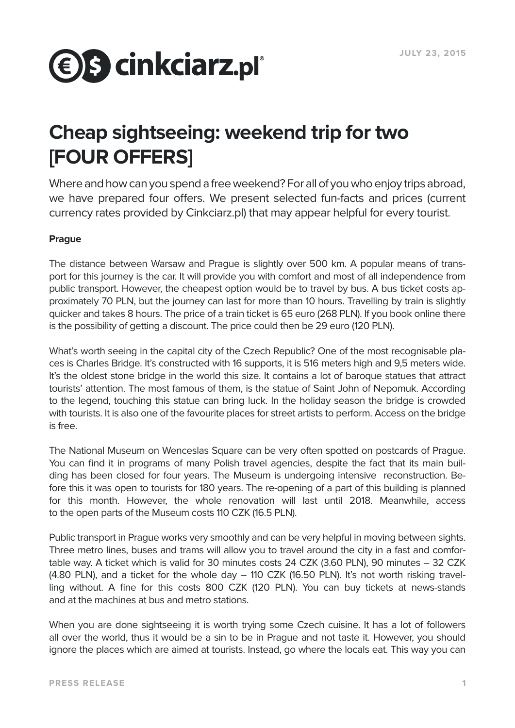JULY 23, 2015

# Cheap sightseeing: weekend trip for two [FOUR OFFERS]

Where and how can you spend a free weekend? For all of you who enjoy trips abroad, we have prepared four offers. We present selected fun-facts and prices (current currency rates provided by Cinkciarz.pl) that may appear helpful for every tourist.

**Prague**

The distance between Warsaw and Prague is slightly over 500 km. A popular means of transport for this journey is the car. It will provide you with comfort and most of all independence from public transport. However, the cheapest option would be to travel by bus. A bus ticket costs approximately 70 PLN, but the journey can last for more than 10 hours. Travelling by train is slightly quicker and takes 8 hours. The price of a train ticket is 65 euro (268 PLN). If you book online there is the possibility of getting a discount. The price could then be 29 euro (120 PLN).

What's worth seeing in the capital city of the Czech Republic? One of the most recognisable places is Charles Bridge. It's constructed with 16 supports, it is 516 meters high and 9,5 meters wide. It's the oldest stone bridge in the world this size. It contains a lot of baroque statues that attract tourists' attention. The most famous of them, is the statue of Saint John of Nepomuk. According to the legend, touching this statue can bring luck. In the holiday season the bridge is crowded with tourists. It is also one of the favourite places for street artists to perform. Access on the bridge is free.

The National Museum on Wenceslas Square can be very often spotted on postcards of Prague. You can find it in programs of many Polish travel agencies, despite the fact that its main building has been closed for four years. The Museum is undergoing intensive reconstruction. Before this it was open to tourists for 180 years. The re-opening of a part of this building is planned for this month. However, the whole renovation will last until 2018. Meanwhile, access to the open parts of the Museum costs 110 CZK (16.5 PLN).

Public transport in Prague works very smoothly and can be very helpful in moving between sights. Three metro lines, buses and trams will allow you to travel around the city in a fast and comfortable way. A ticket which is valid for 30 minutes costs 24 CZK (3.60 PLN), 90 minutes – 32 CZK (4.80 PLN), and a ticket for the whole day – 110 CZK (16.50 PLN). It's not worth risking travelling without. A fine for this costs 800 CZK (120 PLN). You can buy tickets at news-stands and at the machines at bus and metro stations.

When you are done sightseeing it is worth trying some Czech cuisine. It has a lot of followers all over the world, thus it would be a sin to be in Prague and not taste it. However, you should ignore the places which are aimed at tourists. Instead, go where the locals eat. This way you can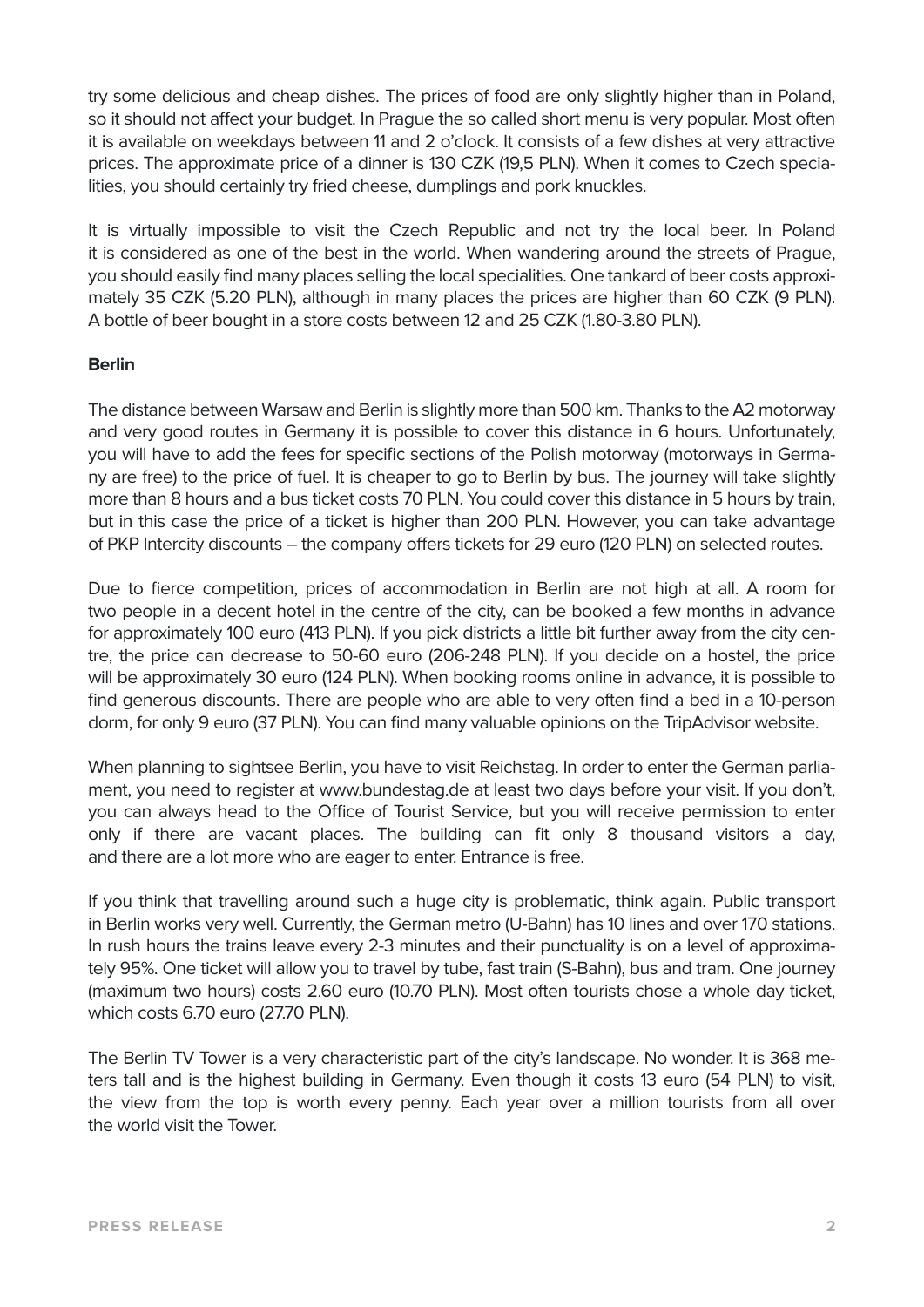try some delicious and cheap dishes. The prices of food are only slightly higher than in Poland, so it should not affect your budget. In Prague the so called short menu is very popular. Most often it is available on weekdays between 11 and 2 o'clock. It consists of a few dishes at very attractive prices. The approximate price of a dinner is 130 CZK (19,5 PLN). When it comes to Czech specialities, you should certainly try fried cheese, dumplings and pork knuckles.

It is virtually impossible to visit the Czech Republic and not try the local beer. In Poland it is considered as one of the best in the world. When wandering around the streets of Prague, you should easily find many places selling the local specialities. One tankard of beer costs approximately 35 CZK (5.20 PLN), although in many places the prices are higher than 60 CZK (9 PLN). A bottle of beer bought in a store costs between 12 and 25 CZK (1.80-3.80 PLN).

**Berlin**

The distance between Warsaw and Berlin is slightly more than 500 km. Thanks to the A2 motorway and very good routes in Germany it is possible to cover this distance in 6 hours. Unfortunately, you will have to add the fees for specific sections of the Polish motorway (motorways in Germany are free) to the price of fuel. It is cheaper to go to Berlin by bus. The journey will take slightly more than 8 hours and a bus ticket costs 70 PLN. You could cover this distance in 5 hours by train, but in this case the price of a ticket is higher than 200 PLN. However, you can take advantage of PKP Intercity discounts – the company offers tickets for 29 euro (120 PLN) on selected routes.

Due to fierce competition, prices of accommodation in Berlin are not high at all. A room for two people in a decent hotel in the centre of the city, can be booked a few months in advance for approximately 100 euro (413 PLN). If you pick districts a little bit further away from the city centre, the price can decrease to 50-60 euro (206-248 PLN). If you decide on a hostel, the price will be approximately 30 euro (124 PLN). When booking rooms online in advance, it is possible to find generous discounts. There are people who are able to very often find a bed in a 10-person dorm, for only 9 euro (37 PLN). You can find many valuable opinions on the TripAdvisor website.

When planning to sightsee Berlin, you have to visit Reichstag. In order to enter the German parliament, you need to register at www.bundestag.de at least two days before your visit. If you don't, you can always head to the Office of Tourist Service, but you will receive permission to enter only if there are vacant places. The building can fit only 8 thousand visitors a day, and there are a lot more who are eager to enter. Entrance is free.

If you think that travelling around such a huge city is problematic, think again. Public transport in Berlin works very well. Currently, the German metro (U-Bahn) has 10 lines and over 170 stations. In rush hours the trains leave every 2-3 minutes and their punctuality is on a level of approximately 95%. One ticket will allow you to travel by tube, fast train (S-Bahn), bus and tram. One journey (maximum two hours) costs 2.60 euro (10.70 PLN). Most often tourists chose a whole day ticket, which costs 6.70 euro (27.70 PLN).

The Berlin TV Tower is a very characteristic part of the city's landscape. No wonder. It is 368 meters tall and is the highest building in Germany. Even though it costs 13 euro (54 PLN) to visit, the view from the top is worth every penny. Each year over a million tourists from all over the world visit the Tower.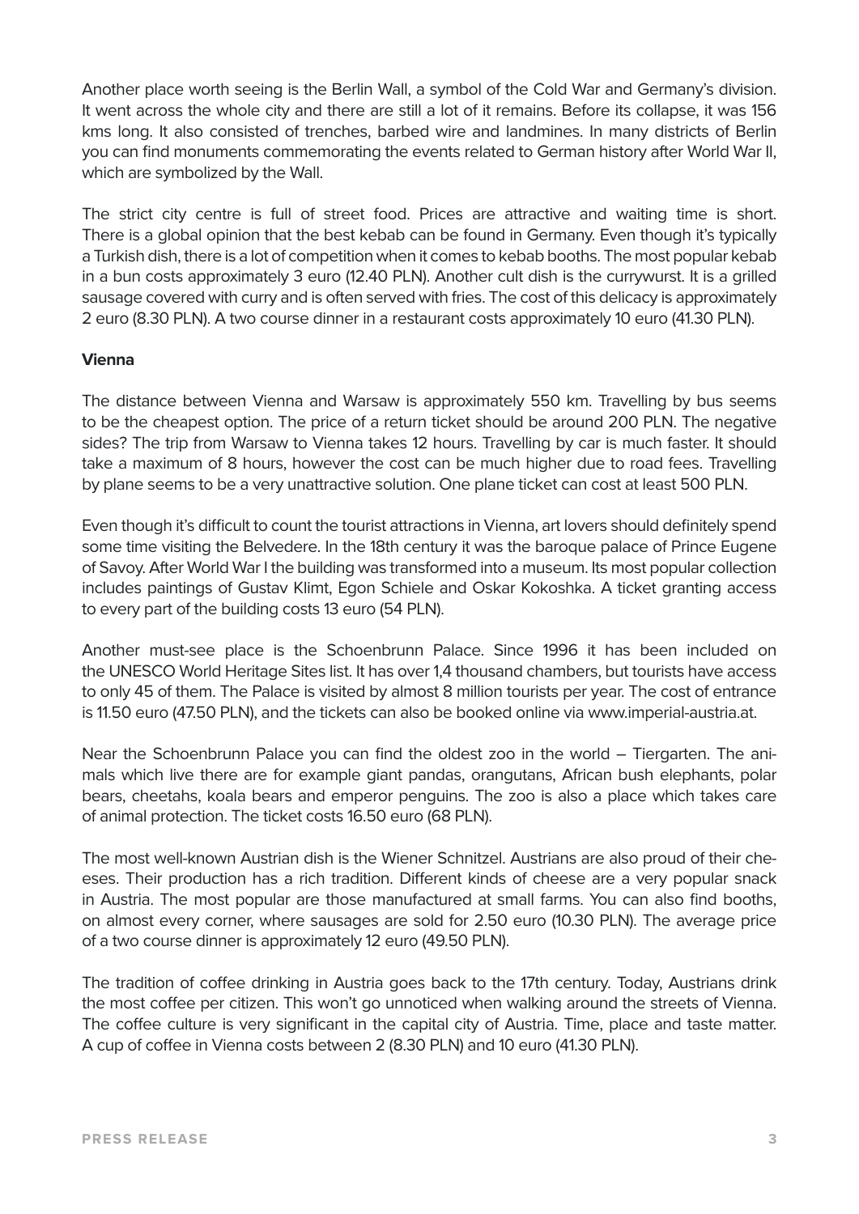Another place worth seeing is the Berlin Wall, a symbol of the Cold War and Germany's division. It went across the whole city and there are still a lot of it remains. Before its collapse, it was 156 kms long. It also consisted of trenches, barbed wire and landmines. In many districts of Berlin you can find monuments commemorating the events related to German history after World War II, which are symbolized by the Wall.

The strict city centre is full of street food. Prices are attractive and waiting time is short. There is a global opinion that the best kebab can be found in Germany. Even though it's typically a Turkish dish, there is a lot of competition when it comes to kebab booths. The most popular kebab in a bun costs approximately 3 euro (12.40 PLN). Another cult dish is the currywurst. It is a grilled sausage covered with curry and is often served with fries. The cost of this delicacy is approximately 2 euro (8.30 PLN). A two course dinner in a restaurant costs approximately 10 euro (41.30 PLN).

**Vienna**

The distance between Vienna and Warsaw is approximately 550 km. Travelling by bus seems to be the cheapest option. The price of a return ticket should be around 200 PLN. The negative sides? The trip from Warsaw to Vienna takes 12 hours. Travelling by car is much faster. It should take a maximum of 8 hours, however the cost can be much higher due to road fees. Travelling by plane seems to be a very unattractive solution. One plane ticket can cost at least 500 PLN.

Even though it's difficult to count the tourist attractions in Vienna, art lovers should definitely spend some time visiting the Belvedere. In the 18th century it was the baroque palace of Prince Eugene of Savoy. After World War I the building was transformed into a museum. Its most popular collection includes paintings of Gustav Klimt, Egon Schiele and Oskar Kokoshka. A ticket granting access to every part of the building costs 13 euro (54 PLN).

Another must-see place is the Schoenbrunn Palace. Since 1996 it has been included on the UNESCO World Heritage Sites list. It has over 1,4 thousand chambers, but tourists have access to only 45 of them. The Palace is visited by almost 8 million tourists per year. The cost of entrance is 11.50 euro (47.50 PLN), and the tickets can also be booked online via www.imperial-austria.at.

Near the Schoenbrunn Palace you can find the oldest zoo in the world – Tiergarten. The animals which live there are for example giant pandas, orangutans, African bush elephants, polar bears, cheetahs, koala bears and emperor penguins. The zoo is also a place which takes care of animal protection. The ticket costs 16.50 euro (68 PLN).

The most well-known Austrian dish is the Wiener Schnitzel. Austrians are also proud of their cheeses. Their production has a rich tradition. Different kinds of cheese are a very popular snack in Austria. The most popular are those manufactured at small farms. You can also find booths, on almost every corner, where sausages are sold for 2.50 euro (10.30 PLN). The average price of a two course dinner is approximately 12 euro (49.50 PLN).

The tradition of coffee drinking in Austria goes back to the 17th century. Today, Austrians drink the most coffee per citizen. This won't go unnoticed when walking around the streets of Vienna. The coffee culture is very significant in the capital city of Austria. Time, place and taste matter. A cup of coffee in Vienna costs between 2 (8.30 PLN) and 10 euro (41.30 PLN).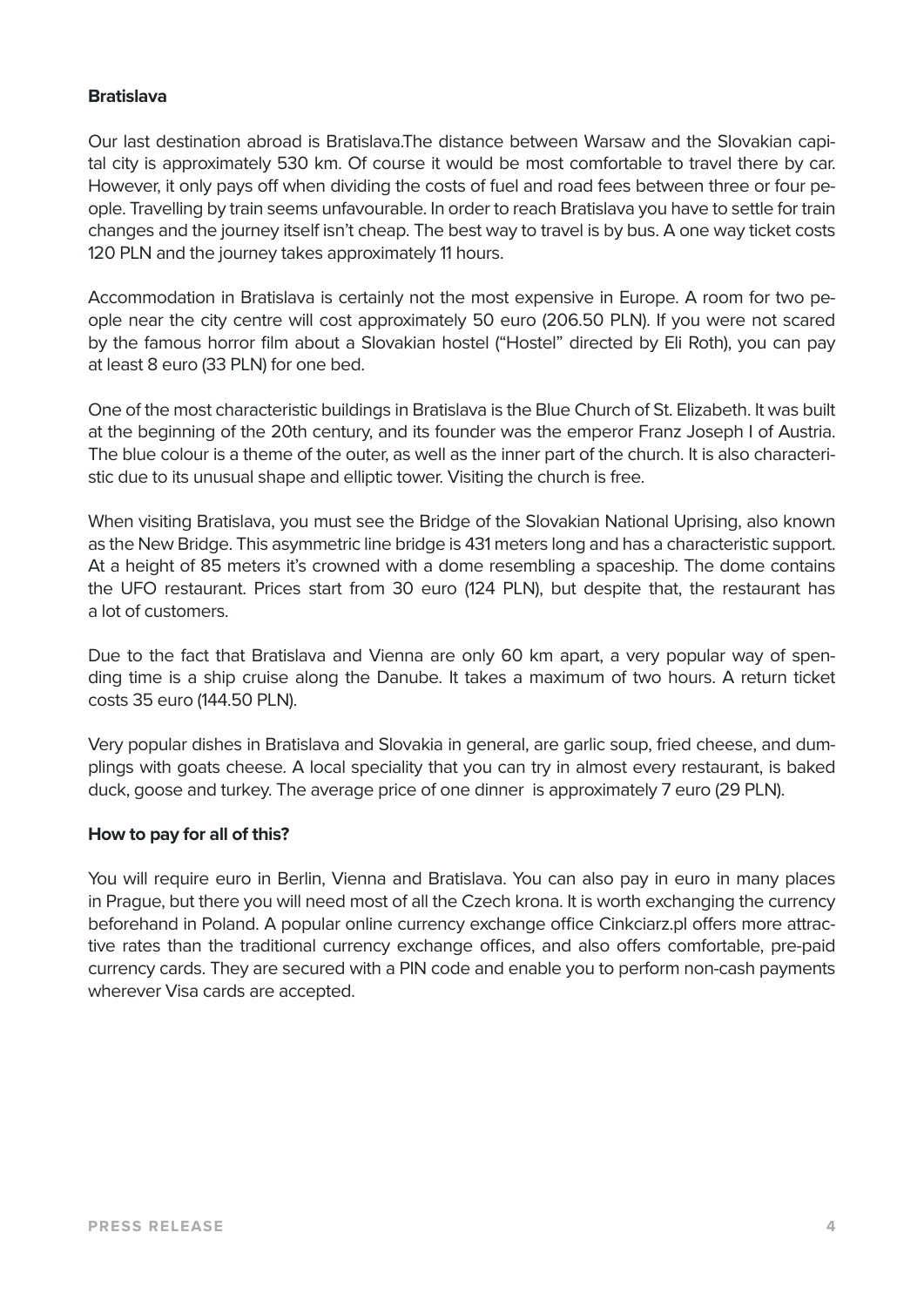**Bratislava**

Our last destination abroad is Bratislava.The distance between Warsaw and the Slovakian capital city is approximately 530 km. Of course it would be most comfortable to travel there by car. However, it only pays off when dividing the costs of fuel and road fees between three or four people. Travelling by train seems unfavourable. In order to reach Bratislava you have to settle for train changes and the journey itself isn't cheap. The best way to travel is by bus. A one way ticket costs 120 PLN and the journey takes approximately 11 hours.

Accommodation in Bratislava is certainly not the most expensive in Europe. A room for two people near the city centre will cost approximately 50 euro (206.50 PLN). If you were not scared by the famous horror film about a Slovakian hostel ("Hostel" directed by Eli Roth), you can pay at least 8 euro (33 PLN) for one bed.

One of the most characteristic buildings in Bratislava is the Blue Church of St. Elizabeth. It was built at the beginning of the 20th century, and its founder was the emperor Franz Joseph I of Austria. The blue colour is a theme of the outer, as well as the inner part of the church. It is also characteristic due to its unusual shape and elliptic tower. Visiting the church is free.

When visiting Bratislava, you must see the Bridge of the Slovakian National Uprising, also known as the New Bridge. This asymmetric line bridge is 431 meters long and has a characteristic support. At a height of 85 meters it's crowned with a dome resembling a spaceship. The dome contains the UFO restaurant. Prices start from 30 euro (124 PLN), but despite that, the restaurant has a lot of customers.

Due to the fact that Bratislava and Vienna are only 60 km apart, a very popular way of spending time is a ship cruise along the Danube. It takes a maximum of two hours. A return ticket costs 35 euro (144.50 PLN).

Very popular dishes in Bratislava and Slovakia in general, are garlic soup, fried cheese, and dumplings with goats cheese. A local speciality that you can try in almost every restaurant, is baked duck, goose and turkey. The average price of one dinner is approximately 7 euro (29 PLN).

**How to pay for all of this?**

You will require euro in Berlin, Vienna and Bratislava. You can also pay in euro in many places in Prague, but there you will need most of all the Czech krona. It is worth exchanging the currency beforehand in Poland. A popular online currency exchange office Cinkciarz.pl offers more attractive rates than the traditional currency exchange offices, and also offers comfortable, pre-paid currency cards. They are secured with a PIN code and enable you to perform non-cash payments wherever Visa cards are accepted.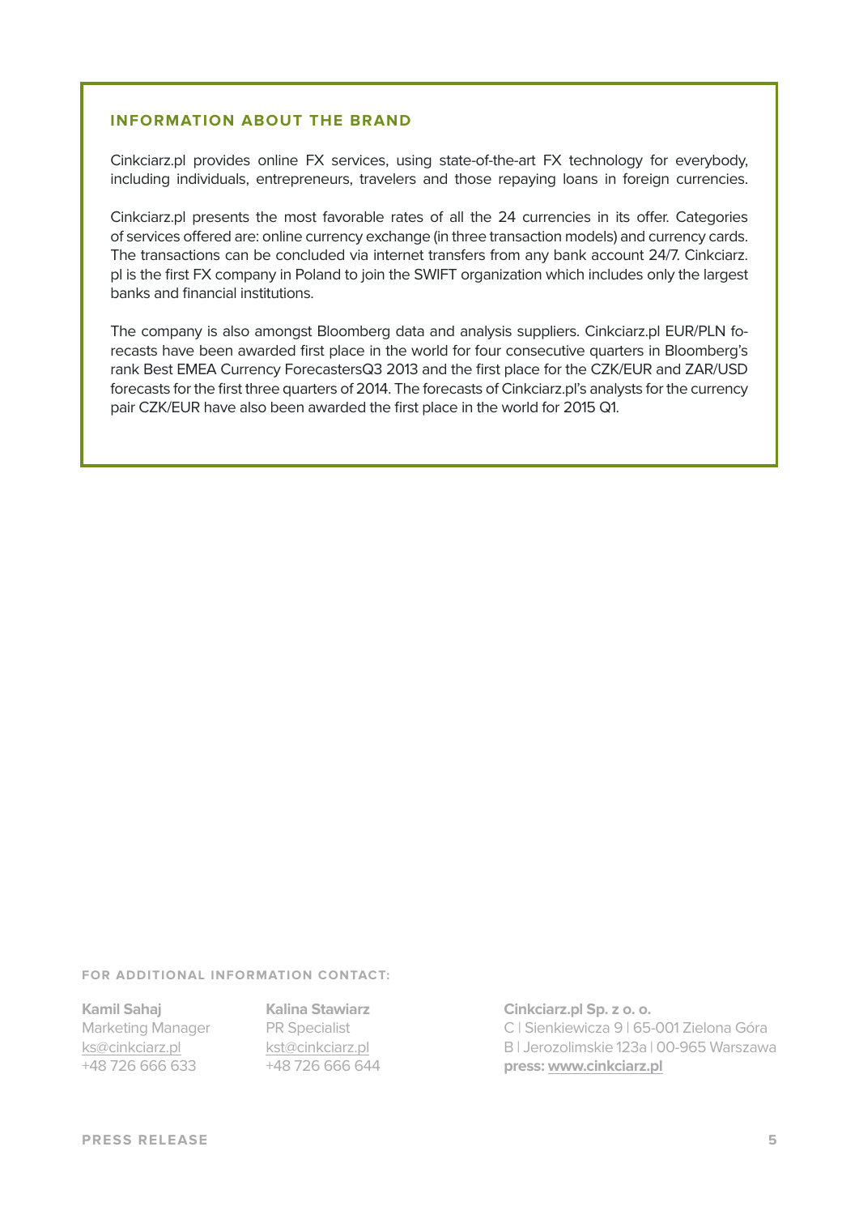## INFORMATION ABOUT THE BRAND

Cinkciarz.pl provides online FX services, using state-of-the-art FX technology for everybody, including individuals, entrepreneurs, travelers and those repaying loans in foreign currencies.

Cinkciarz.pl presents the most favorable rates of all the 24 currencies in its offer. Categories of services offered are: online currency exchange (in three transaction models) and currency cards. The transactions can be concluded via internet transfers from any bank account 24/7. Cinkciarz.pl is the first FX company in Poland to join the SWIFT organization which includes only the largest banks and financial institutions.

The company is also amongst Bloomberg data and analysis suppliers. Cinkciarz.pl EUR/PLN forecasts have been awarded first place in the world for four consecutive quarters in Bloomberg's rank Best EMEA Currency ForecastersQ3 2013 and the first place for the CZK/EUR and ZAR/USD forecasts for the first three quarters of 2014. The forecasts of Cinkciarz.pl's analysts for the currency pair CZK/EUR have also been awarded the first place in the world for 2015 Q1.

**FOR ADDITIONAL INFORMATION CONTACT:**

**Kamil Sahaj**
Marketing Manager
ks@cinkciarz.pl
+48 726 666 633

**Kalina Stawiarz**
PR Specialist
kst@cinkciarz.pl
+48 726 666 644

**Cinkciarz.pl Sp. z o. o.**
C | Sienkiewicza 9 | 65-001 Zielona Góra
B | Jerozolimskie 123a | 00-965 Warszawa
**press: www.cinkciarz.pl**